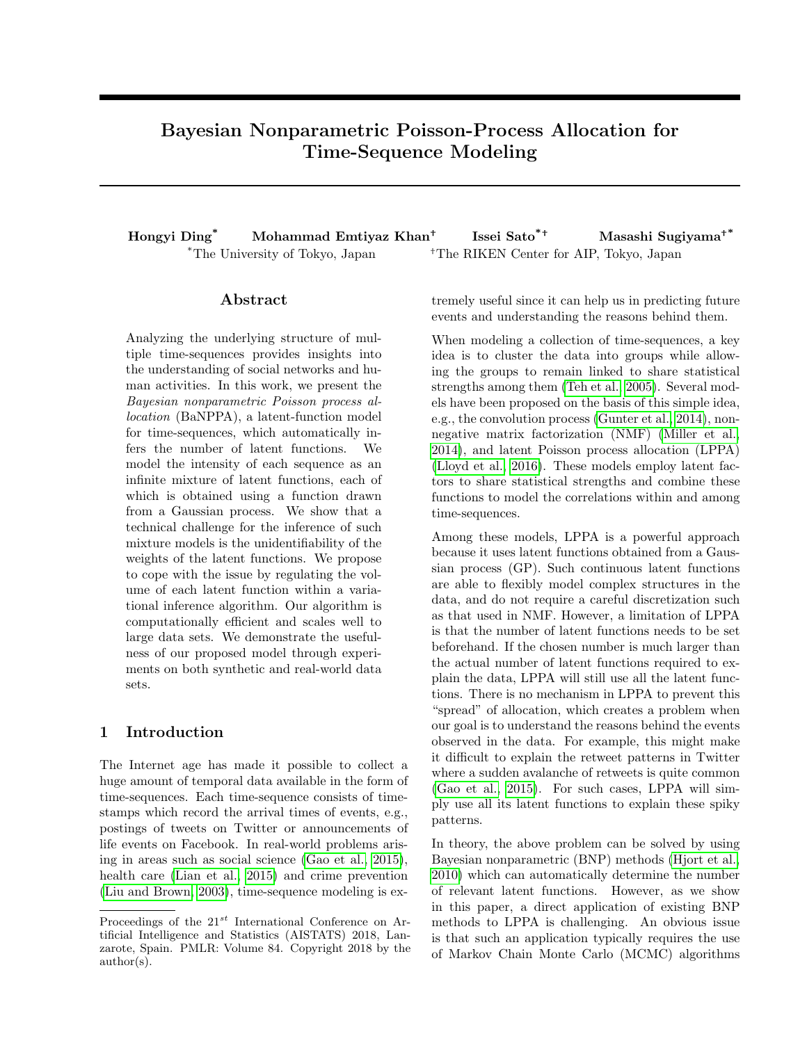# Bayesian Nonparametric Poisson-Process Allocation for Time-Sequence Modeling

**Hongyi Ding**[*] **Mohammad Emtiyaz Khan**[†] **Issei Sato**[*†] **Masashi Sugiyama**[†*]

[*]The University of Tokyo, Japan [†]The RIKEN Center for AIP, Tokyo, Japan

## Abstract

Analyzing the underlying structure of multiple time-sequences provides insights into the understanding of social networks and human activities. In this work, we present the *Bayesian nonparametric Poisson process allocation* (BaNPPA), a latent-function model for time-sequences, which automatically infers the number of latent functions. We model the intensity of each sequence as an infinite mixture of latent functions, each of which is obtained using a function drawn from a Gaussian process. We show that a technical challenge for the inference of such mixture models is the unidentifiability of the weights of the latent functions. We propose to cope with the issue by regulating the volume of each latent function within a variational inference algorithm. Our algorithm is computationally efficient and scales well to large data sets. We demonstrate the usefulness of our proposed model through experiments on both synthetic and real-world data sets.

## 1 Introduction

The Internet age has made it possible to collect a huge amount of temporal data available in the form of time-sequences. Each time-sequence consists of timestamps which record the arrival times of events, e.g., postings of tweets on Twitter or announcements of life events on Facebook. In real-world problems arising in areas such as social science (Gao et al., 2015), health care (Lian et al., 2015) and crime prevention (Liu and Brown, 2003), time-sequence modeling is extremely useful since it can help us in predicting future events and understanding the reasons behind them.

When modeling a collection of time-sequences, a key idea is to cluster the data into groups while allowing the groups to remain linked to share statistical strengths among them (Teh et al., 2005). Several models have been proposed on the basis of this simple idea, e.g., the convolution process (Gunter et al., 2014), nonnegative matrix factorization (NMF) (Miller et al., 2014), and latent Poisson process allocation (LPPA) (Lloyd et al., 2016). These models employ latent factors to share statistical strengths and combine these functions to model the correlations within and among time-sequences.

Among these models, LPPA is a powerful approach because it uses latent functions obtained from a Gaussian process (GP). Such continuous latent functions are able to flexibly model complex structures in the data, and do not require a careful discretization such as that used in NMF. However, a limitation of LPPA is that the number of latent functions needs to be set beforehand. If the chosen number is much larger than the actual number of latent functions required to explain the data, LPPA will still use all the latent functions. There is no mechanism in LPPA to prevent this "spread" of allocation, which creates a problem when our goal is to understand the reasons behind the events observed in the data. For example, this might make it difficult to explain the retweet patterns in Twitter where a sudden avalanche of retweets is quite common (Gao et al., 2015). For such cases, LPPA will simply use all its latent functions to explain these spiky patterns.

In theory, the above problem can be solved by using Bayesian nonparametric (BNP) methods (Hjort et al., 2010) which can automatically determine the number of relevant latent functions. However, as we show in this paper, a direct application of existing BNP methods to LPPA is challenging. An obvious issue is that such an application typically requires the use of Markov Chain Monte Carlo (MCMC) algorithms

---

Proceedings of the 21$^{st}$ International Conference on Artificial Intelligence and Statistics (AISTATS) 2018, Lanzarote, Spain. PMLR: Volume 84. Copyright 2018 by the author(s).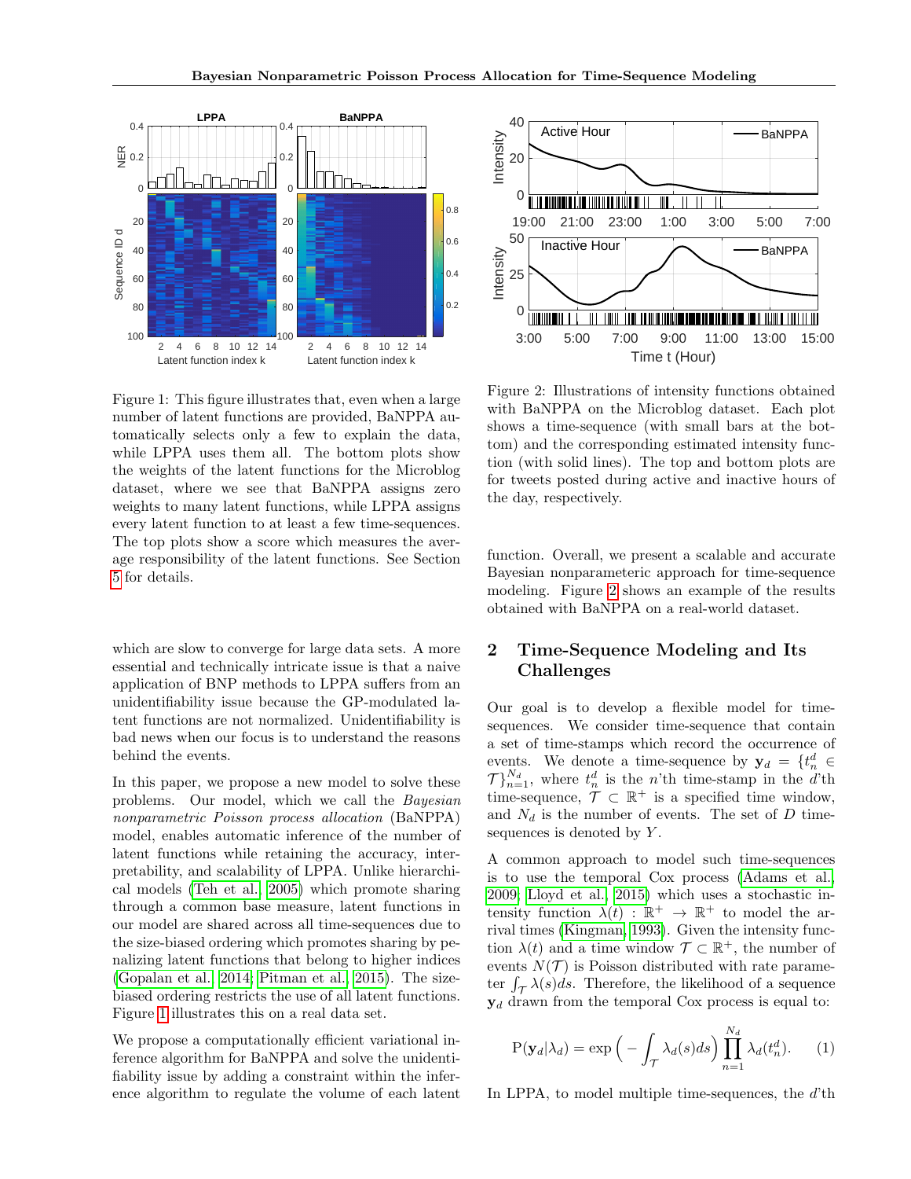Figure 1: This figure illustrates that, even when a large number of latent functions are provided, BaNPPA automatically selects only a few to explain the data, while LPPA uses them all. The bottom plots show the weights of the latent functions for the Microblog dataset, where we see that BaNPPA assigns zero weights to many latent functions, while LPPA assigns every latent function to at least a few time-sequences. The top plots show a score which measures the average responsibility of the latent functions. See Section 5 for details.

which are slow to converge for large data sets. A more essential and technically intricate issue is that a naive application of BNP methods to LPPA suffers from an unidentifiability issue because the GP-modulated latent functions are not normalized. Unidentifiability is bad news when our focus is to understand the reasons behind the events.

In this paper, we propose a new model to solve these problems. Our model, which we call the *Bayesian nonparametric Poisson process allocation* (BaNPPA) model, enables automatic inference of the number of latent functions while retaining the accuracy, interpretability, and scalability of LPPA. Unlike hierarchical models (Teh et al., 2005) which promote sharing through a common base measure, latent functions in our model are shared across all time-sequences due to the size-biased ordering which promotes sharing by penalizing latent functions that belong to higher indices (Gopalan et al., 2014; Pitman et al., 2015). The size-biased ordering restricts the use of all latent functions. Figure 1 illustrates this on a real data set.

We propose a computationally efficient variational inference algorithm for BaNPPA and solve the unidentifiability issue by adding a constraint within the inference algorithm to regulate the volume of each latent function. Overall, we present a scalable and accurate Bayesian nonparameteric approach for time-sequence modeling. Figure 2 shows an example of the results obtained with BaNPPA on a real-world dataset.

Figure 2: Illustrations of intensity functions obtained with BaNPPA on the Microblog dataset. Each plot shows a time-sequence (with small bars at the bottom) and the corresponding estimated intensity function (with solid lines). The top and bottom plots are for tweets posted during active and inactive hours of the day, respectively.

## 2 Time-Sequence Modeling and Its Challenges

Our goal is to develop a flexible model for time-sequences. We consider time-sequence that contain a set of time-stamps which record the occurrence of events. We denote a time-sequence by $\mathbf{y}_d = \{t_n^d \in \mathcal{T}\}_{n=1}^{N_d}$, where $t_n^d$ is the $n$'th time-stamp in the $d$'th time-sequence, $\mathcal{T} \subset \mathbb{R}^+$ is a specified time window, and $N_d$ is the number of events. The set of $D$ time-sequences is denoted by $Y$.

A common approach to model such time-sequences is to use the temporal Cox process (Adams et al., 2009; Lloyd et al., 2015) which uses a stochastic intensity function $\lambda(t) : \mathbb{R}^+ \to \mathbb{R}^+$ to model the arrival times (Kingman, 1993). Given the intensity function $\lambda(t)$ and a time window $\mathcal{T} \subset \mathbb{R}^+$, the number of events $N(\mathcal{T})$ is Poisson distributed with rate parameter $\int_{\mathcal{T}} \lambda(s)ds$. Therefore, the likelihood of a sequence $\mathbf{y}_d$ drawn from the temporal Cox process is equal to:

$$\mathrm{P}(\mathbf{y}_d|\lambda_d) = \exp\Big( - \int_{\mathcal{T}} \lambda_d(s)ds \Big) \prod_{n=1}^{N_d} \lambda_d(t_n^d). \tag{1}$$

In LPPA, to model multiple time-sequences, the $d$'th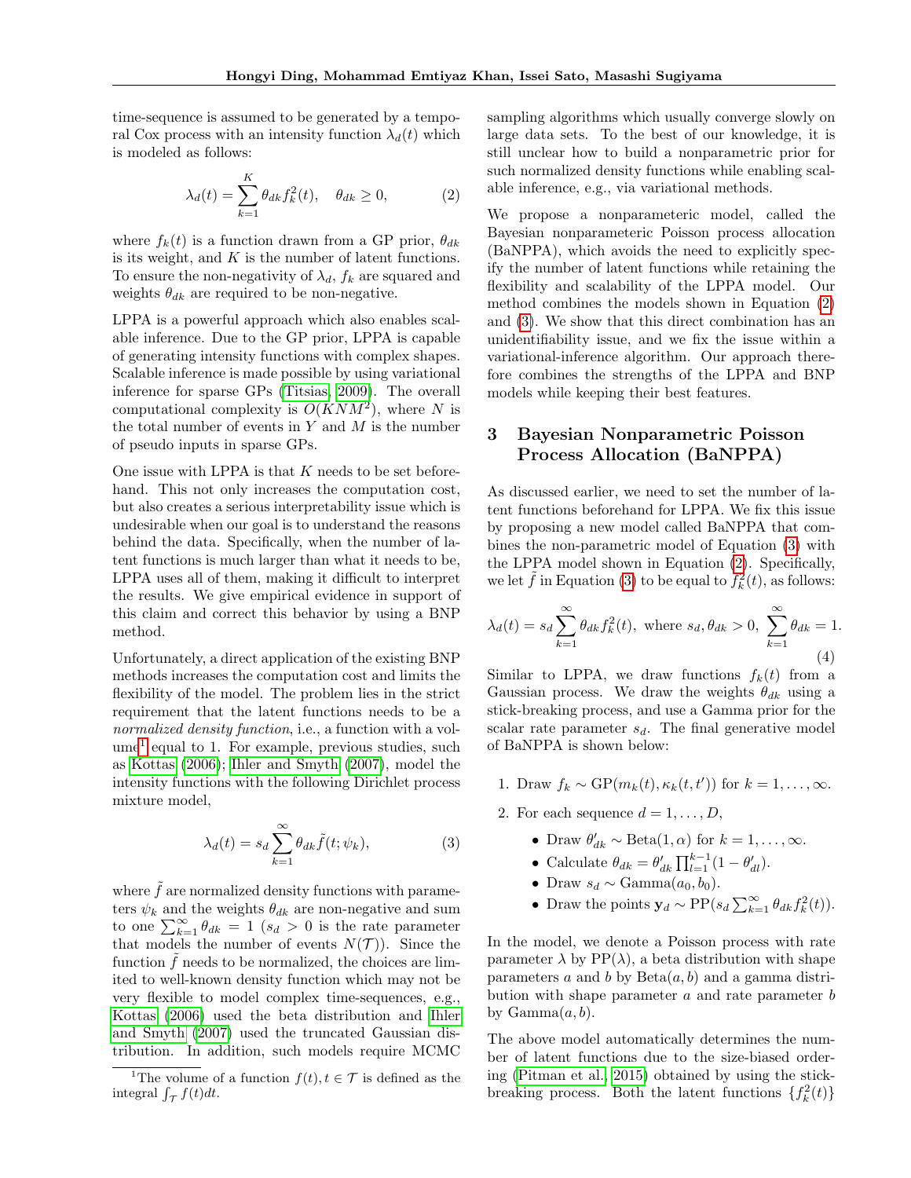time-sequence is assumed to be generated by a temporal Cox process with an intensity function $\lambda_d(t)$ which is modeled as follows:

$$\lambda_d(t) = \sum_{k=1}^{K} \theta_{dk} f_k^2(t), \quad \theta_{dk} \geq 0, \tag{2}$$

where $f_k(t)$ is a function drawn from a GP prior, $\theta_{dk}$ is its weight, and $K$ is the number of latent functions. To ensure the non-negativity of $\lambda_d$, $f_k$ are squared and weights $\theta_{dk}$ are required to be non-negative.

LPPA is a powerful approach which also enables scalable inference. Due to the GP prior, LPPA is capable of generating intensity functions with complex shapes. Scalable inference is made possible by using variational inference for sparse GPs (Titsias, 2009). The overall computational complexity is $O(KNM^2)$, where $N$ is the total number of events in $Y$ and $M$ is the number of pseudo inputs in sparse GPs.

One issue with LPPA is that $K$ needs to be set beforehand. This not only increases the computation cost, but also creates a serious interpretability issue which is undesirable when our goal is to understand the reasons behind the data. Specifically, when the number of latent functions is much larger than what it needs to be, LPPA uses all of them, making it difficult to interpret the results. We give empirical evidence in support of this claim and correct this behavior by using a BNP method.

Unfortunately, a direct application of the existing BNP methods increases the computation cost and limits the flexibility of the model. The problem lies in the strict requirement that the latent functions needs to be a *normalized density function*, i.e., a function with a volume[1] equal to 1. For example, previous studies, such as Kottas (2006); Ihler and Smyth (2007), model the intensity functions with the following Dirichlet process mixture model,

$$\lambda_d(t) = s_d \sum_{k=1}^{\infty} \theta_{dk} \tilde{f}(t; \psi_k), \tag{3}$$

where $\tilde{f}$ are normalized density functions with parameters $\psi_k$ and the weights $\theta_{dk}$ are non-negative and sum to one $\sum_{k=1}^{\infty} \theta_{dk} = 1$ ($s_d > 0$ is the rate parameter that models the number of events $N(\mathcal{T})$). Since the function $\tilde{f}$ needs to be normalized, the choices are limited to well-known density function which may not be very flexible to model complex time-sequences, e.g., Kottas (2006) used the beta distribution and Ihler and Smyth (2007) used the truncated Gaussian distribution. In addition, such models require MCMC sampling algorithms which usually converge slowly on large data sets. To the best of our knowledge, it is still unclear how to build a nonparametric prior for such normalized density functions while enabling scalable inference, e.g., via variational methods.

[1] The volume of a function $f(t), t \in \mathcal{T}$ is defined as the integral $\int_{\mathcal{T}} f(t)dt$.

We propose a nonparameteric model, called the Bayesian nonparameteric Poisson process allocation (BaNPPA), which avoids the need to explicitly specify the number of latent functions while retaining the flexibility and scalability of the LPPA model. Our method combines the models shown in Equation (2) and (3). We show that this direct combination has an unidentifiability issue, and we fix the issue within a variational-inference algorithm. Our approach therefore combines the strengths of the LPPA and BNP models while keeping their best features.

## 3 Bayesian Nonparametric Poisson Process Allocation (BaNPPA)

As discussed earlier, we need to set the number of latent functions beforehand for LPPA. We fix this issue by proposing a new model called BaNPPA that combines the non-parametric model of Equation (3) with the LPPA model shown in Equation (2). Specifically, we let $\tilde{f}$ in Equation (3) to be equal to $f_k^2(t)$, as follows:

$$\lambda_d(t) = s_d \sum_{k=1}^{\infty} \theta_{dk} f_k^2(t), \text{ where } s_d, \theta_{dk} > 0, \ \sum_{k=1}^{\infty} \theta_{dk} = 1. \tag{4}$$

Similar to LPPA, we draw functions $f_k(t)$ from a Gaussian process. We draw the weights $\theta_{dk}$ using a stick-breaking process, and use a Gamma prior for the scalar rate parameter $s_d$. The final generative model of BaNPPA is shown below:

1. Draw $f_k \sim \mathrm{GP}(m_k(t), \kappa_k(t, t'))$ for $k = 1, \ldots, \infty$.
2. For each sequence $d = 1, \ldots, D$,
   - Draw $\theta'_{dk} \sim \mathrm{Beta}(1, \alpha)$ for $k = 1, \ldots, \infty$.
   - Calculate $\theta_{dk} = \theta'_{dk} \prod_{l=1}^{k-1}(1 - \theta'_{dl})$.
   - Draw $s_d \sim \mathrm{Gamma}(a_0, b_0)$.
   - Draw the points $\mathbf{y}_d \sim \mathrm{PP}(s_d \sum_{k=1}^{\infty} \theta_{dk} f_k^2(t))$.

In the model, we denote a Poisson process with rate parameter $\lambda$ by $\mathrm{PP}(\lambda)$, a beta distribution with shape parameters $a$ and $b$ by $\mathrm{Beta}(a, b)$ and a gamma distribution with shape parameter $a$ and rate parameter $b$ by $\mathrm{Gamma}(a, b)$.

The above model automatically determines the number of latent functions due to the size-biased ordering (Pitman et al., 2015) obtained by using the stick-breaking process. Both the latent functions $\{f_k^2(t)\}$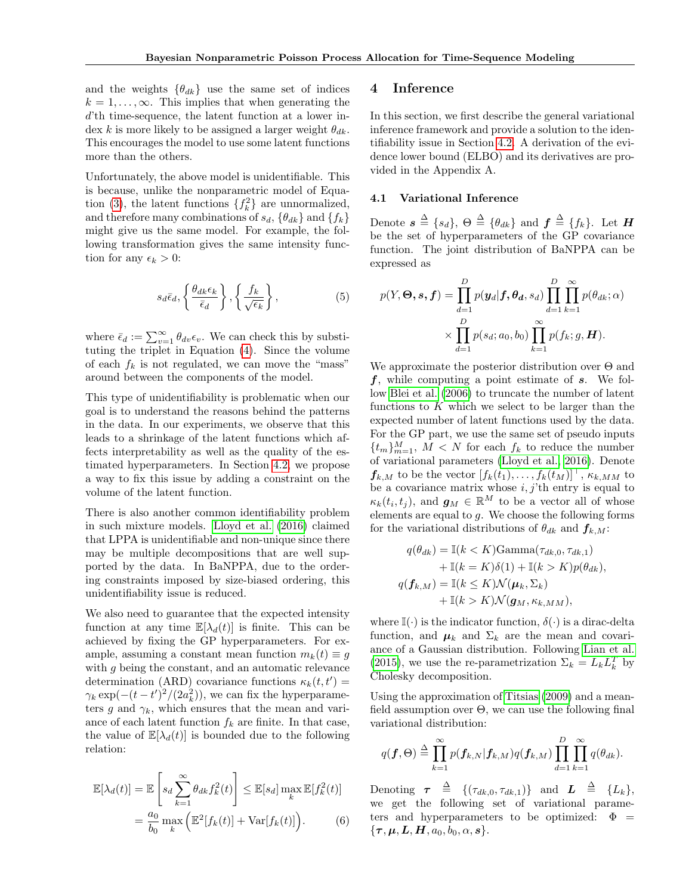and the weights $\{\theta_{dk}\}$ use the same set of indices $k = 1, \ldots, \infty$. This implies that when generating the $d$'th time-sequence, the latent function at a lower index $k$ is more likely to be assigned a larger weight $\theta_{dk}$. This encourages the model to use some latent functions more than the others.

Unfortunately, the above model is unidentifiable. This is because, unlike the nonparametric model of Equation (3), the latent functions $\{f_k^2\}$ are unnormalized, and therefore many combinations of $s_d$, $\{\theta_{dk}\}$ and $\{f_k\}$ might give us the same model. For example, the following transformation gives the same intensity function for any $\epsilon_k > 0$:

$$s_d \bar{\epsilon}_d, \left\{ \frac{\theta_{dk}\epsilon_k}{\bar{\epsilon}_d} \right\}, \left\{ \frac{f_k}{\sqrt{\epsilon_k}} \right\}, \tag{5}$$

where $\bar{\epsilon}_d := \sum_{v=1}^{\infty} \theta_{dv}\epsilon_v$. We can check this by substituting the triplet in Equation (4). Since the volume of each $f_k$ is not regulated, we can move the "mass" around between the components of the model.

This type of unidentifiability is problematic when our goal is to understand the reasons behind the patterns in the data. In our experiments, we observe that this leads to a shrinkage of the latent functions which affects interpretability as well as the quality of the estimated hyperparameters. In Section 4.2, we propose a way to fix this issue by adding a constraint on the volume of the latent function.

There is also another common identifiability problem in such mixture models. Lloyd et al. (2016) claimed that LPPA is unidentifiable and non-unique since there may be multiple decompositions that are well supported by the data. In BaNPPA, due to the ordering constraints imposed by size-biased ordering, this unidentifiability issue is reduced.

We also need to guarantee that the expected intensity function at any time $\mathbb{E}[\lambda_d(t)]$ is finite. This can be achieved by fixing the GP hyperparameters. For example, assuming a constant mean function $m_k(t) \equiv g$ with $g$ being the constant, and an automatic relevance determination (ARD) covariance functions $\kappa_k(t, t') = \gamma_k \exp(-(t - t')^2/(2a_k^2))$, we can fix the hyperparameters $g$ and $\gamma_k$, which ensures that the mean and variance of each latent function $f_k$ are finite. In that case, the value of $\mathbb{E}[\lambda_d(t)]$ is bounded due to the following relation:

$$\mathbb{E}[\lambda_d(t)] = \mathbb{E}\left[ s_d \sum_{k=1}^{\infty} \theta_{dk} f_k^2(t) \right] \leq \mathbb{E}[s_d] \max_k \mathbb{E}[f_k^2(t)]$$
$$= \frac{a_0}{b_0} \max_k \Big( \mathbb{E}^2[f_k(t)] + \mathrm{Var}[f_k(t)] \Big). \tag{6}$$

## 4 Inference

In this section, we first describe the general variational inference framework and provide a solution to the identifiability issue in Section 4.2. A derivation of the evidence lower bound (ELBO) and its derivatives are provided in the Appendix A.

### 4.1 Variational Inference

Denote $\boldsymbol{s} \triangleq \{s_d\}$, $\Theta \triangleq \{\theta_{dk}\}$ and $\boldsymbol{f} \triangleq \{f_k\}$. Let $\boldsymbol{H}$ be the set of hyperparameters of the GP covariance function. The joint distribution of BaNPPA can be expressed as

$$p(Y, \boldsymbol{\Theta}, \boldsymbol{s}, \boldsymbol{f}) = \prod_{d=1}^{D} p(\boldsymbol{y}_d | \boldsymbol{f}, \boldsymbol{\theta_d}, s_d) \prod_{d=1}^{D} \prod_{k=1}^{\infty} p(\theta_{dk}; \alpha)$$
$$\times \prod_{d=1}^{D} p(s_d; a_0, b_0) \prod_{k=1}^{\infty} p(f_k; g, \boldsymbol{H}).$$

We approximate the posterior distribution over $\Theta$ and $\boldsymbol{f}$, while computing a point estimate of $\boldsymbol{s}$. We follow Blei et al. (2006) to truncate the number of latent functions to $K$ which we select to be larger than the expected number of latent functions used by the data. For the GP part, we use the same set of pseudo inputs $\{t_m\}_{m=1}^M$, $M < N$ for each $f_k$ to reduce the number of variational parameters (Lloyd et al., 2016). Denote $\boldsymbol{f}_{k,M}$ to be the vector $[f_k(t_1), \ldots, f_k(t_M)]^\top$, $\kappa_{k,MM}$ to be a covariance matrix whose $i, j$'th entry is equal to $\kappa_k(t_i, t_j)$, and $\boldsymbol{g}_M \in \mathbb{R}^M$ to be a vector all of whose elements are equal to $g$. We choose the following forms for the variational distributions of $\theta_{dk}$ and $\boldsymbol{f}_{k,M}$:

$$q(\theta_{dk}) = \mathbb{I}(k < K)\mathrm{Gamma}(\tau_{dk,0}, \tau_{dk,1})$$
$$+ \mathbb{I}(k = K)\delta(1) + \mathbb{I}(k > K)p(\theta_{dk}),$$
$$q(\boldsymbol{f}_{k,M}) = \mathbb{I}(k \leq K)\mathcal{N}(\boldsymbol{\mu}_k, \Sigma_k)$$
$$+ \mathbb{I}(k > K)\mathcal{N}(\boldsymbol{g}_M, \kappa_{k,MM}),$$

where $\mathbb{I}(\cdot)$ is the indicator function, $\delta(\cdot)$ is a dirac-delta function, and $\boldsymbol{\mu}_k$ and $\Sigma_k$ are the mean and covariance of a Gaussian distribution. Following Lian et al. (2015), we use the re-parametrization $\Sigma_k = L_k L_k^T$ by Cholesky decomposition.

Using the approximation of Titsias (2009) and a mean-field assumption over $\Theta$, we can use the following final variational distribution:

$$q(\boldsymbol{f}, \Theta) \triangleq \prod_{k=1}^{\infty} p(\boldsymbol{f}_{k,N} | \boldsymbol{f}_{k,M}) q(\boldsymbol{f}_{k,M}) \prod_{d=1}^{D} \prod_{k=1}^{\infty} q(\theta_{dk}).$$

Denoting $\boldsymbol{\tau} \triangleq \{(\tau_{dk,0}, \tau_{dk,1})\}$ and $\boldsymbol{L} \triangleq \{L_k\}$, we get the following set of variational parameters and hyperparameters to be optimized: $\Phi = \{\boldsymbol{\tau}, \boldsymbol{\mu}, \boldsymbol{L}, \boldsymbol{H}, a_0, b_0, \alpha, \boldsymbol{s}\}$.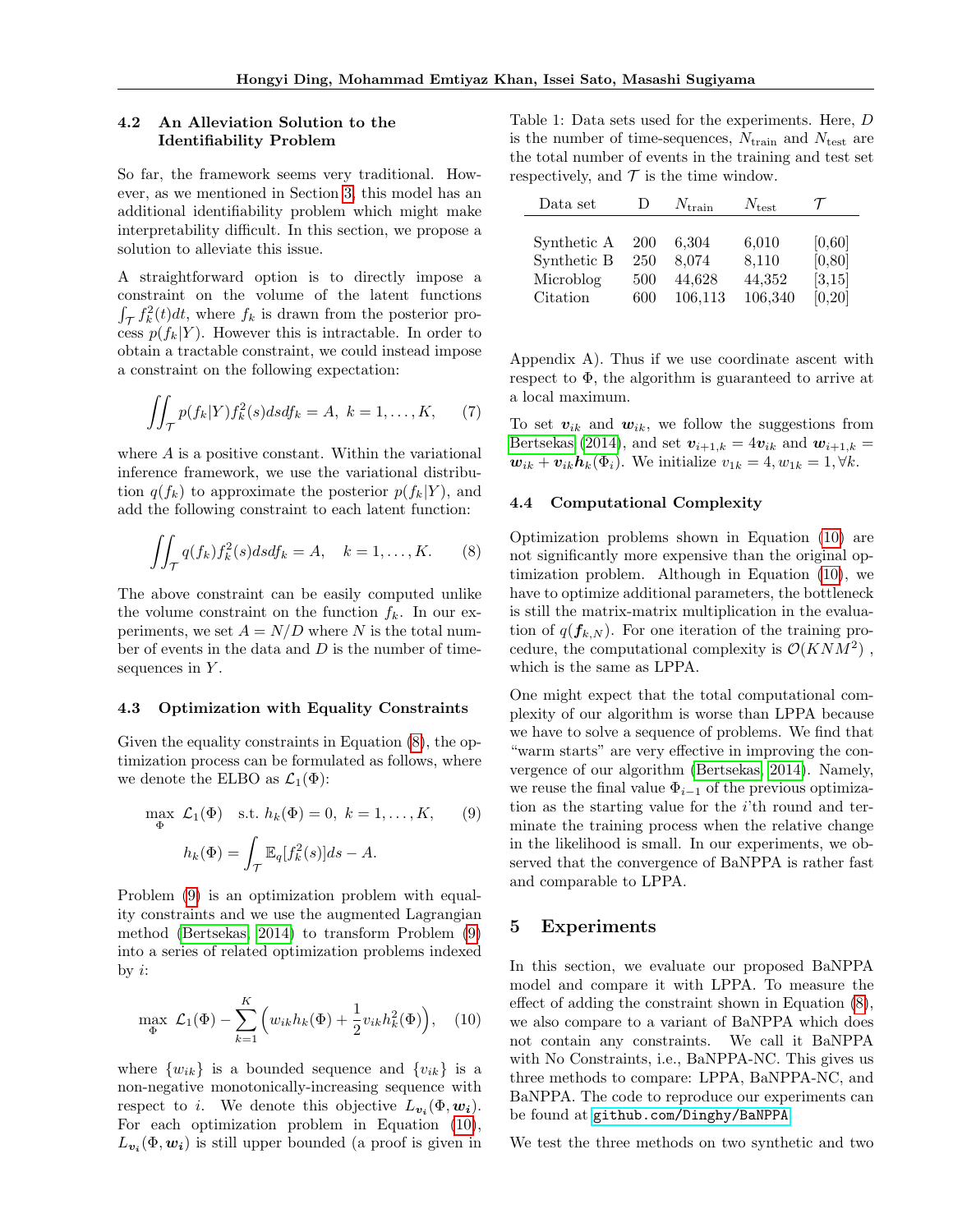### 4.2 An Alleviation Solution to the Identifiability Problem

So far, the framework seems very traditional. However, as we mentioned in Section 3, this model has an additional identifiability problem which might make interpretability difficult. In this section, we propose a solution to alleviate this issue.

A straightforward option is to directly impose a constraint on the volume of the latent functions $\int_{\mathcal{T}} f_k^2(t)dt$, where $f_k$ is drawn from the posterior process $p(f_k|Y)$. However this is intractable. In order to obtain a tractable constraint, we could instead impose a constraint on the following expectation:

$$\iint_{\mathcal{T}} p(f_k|Y) f_k^2(s) ds df_k = A, \ k = 1, \dots, K, \qquad (7)$$

where $A$ is a positive constant. Within the variational inference framework, we use the variational distribution $q(f_k)$ to approximate the posterior $p(f_k|Y)$, and add the following constraint to each latent function:

$$\iint_{\mathcal{T}} q(f_k) f_k^2(s) ds df_k = A, \quad k = 1, \dots, K. \qquad (8)$$

The above constraint can be easily computed unlike the volume constraint on the function $f_k$. In our experiments, we set $A = N/D$ where $N$ is the total number of events in the data and $D$ is the number of time-sequences in $Y$.

### 4.3 Optimization with Equality Constraints

Given the equality constraints in Equation (8), the optimization process can be formulated as follows, where we denote the ELBO as $\mathcal{L}_1(\Phi)$:

$$\max_{\Phi} \ \mathcal{L}_1(\Phi) \quad \text{s.t. } h_k(\Phi) = 0, \ k = 1, \dots, K, \qquad (9)$$
$$h_k(\Phi) = \int_{\mathcal{T}} \mathbb{E}_q[f_k^2(s)] ds - A.$$

Problem (9) is an optimization problem with equality constraints and we use the augmented Lagrangian method (Bertsekas, 2014) to transform Problem (9) into a series of related optimization problems indexed by $i$:

$$\max_{\Phi} \ \mathcal{L}_1(\Phi) - \sum_{k=1}^{K} \left( w_{ik} h_k(\Phi) + \frac{1}{2} v_{ik} h_k^2(\Phi) \right), \qquad (10)$$

where $\{w_{ik}\}$ is a bounded sequence and $\{v_{ik}\}$ is a non-negative monotonically-increasing sequence with respect to $i$. We denote this objective $L_{\boldsymbol{v}_i}(\Phi, \boldsymbol{w}_i)$. For each optimization problem in Equation (10), $L_{\boldsymbol{v}_i}(\Phi, \boldsymbol{w}_i)$ is still upper bounded (a proof is given in Appendix A). Thus if we use coordinate ascent with respect to $\Phi$, the algorithm is guaranteed to arrive at a local maximum.

To set $\boldsymbol{v}_{ik}$ and $\boldsymbol{w}_{ik}$, we follow the suggestions from Bertsekas (2014), and set $\boldsymbol{v}_{i+1,k} = 4\boldsymbol{v}_{ik}$ and $\boldsymbol{w}_{i+1,k} = \boldsymbol{w}_{ik} + \boldsymbol{v}_{ik}\boldsymbol{h}_k(\Phi_i)$. We initialize $v_{1k} = 4, w_{1k} = 1, \forall k$.

Table 1: Data sets used for the experiments. Here, $D$ is the number of time-sequences, $N_{\text{train}}$ and $N_{\text{test}}$ are the total number of events in the training and test set respectively, and $\mathcal{T}$ is the time window.

| Data set | D | $N_{\text{train}}$ | $N_{\text{test}}$ | $\mathcal{T}$ |
|---|---|---|---|---|
| Synthetic A | 200 | 6,304 | 6,010 | [0,60] |
| Synthetic B | 250 | 8,074 | 8,110 | [0,80] |
| Microblog | 500 | 44,628 | 44,352 | [3,15] |
| Citation | 600 | 106,113 | 106,340 | [0,20] |

### 4.4 Computational Complexity

Optimization problems shown in Equation (10) are not significantly more expensive than the original optimization problem. Although in Equation (10), we have to optimize additional parameters, the bottleneck is still the matrix-matrix multiplication in the evaluation of $q(\boldsymbol{f}_{k,N})$. For one iteration of the training procedure, the computational complexity is $\mathcal{O}(KNM^2)$ , which is the same as LPPA.

One might expect that the total computational complexity of our algorithm is worse than LPPA because we have to solve a sequence of problems. We find that "warm starts" are very effective in improving the convergence of our algorithm (Bertsekas, 2014). Namely, we reuse the final value $\Phi_{i-1}$ of the previous optimization as the starting value for the $i$'th round and terminate the training process when the relative change in the likelihood is small. In our experiments, we observed that the convergence of BaNPPA is rather fast and comparable to LPPA.

## 5 Experiments

In this section, we evaluate our proposed BaNPPA model and compare it with LPPA. To measure the effect of adding the constraint shown in Equation (8), we also compare to a variant of BaNPPA which does not contain any constraints. We call it BaNPPA with No Constraints, i.e., BaNPPA-NC. This gives us three methods to compare: LPPA, BaNPPA-NC, and BaNPPA. The code to reproduce our experiments can be found at `github.com/Dinghy/BaNPPA`.

We test the three methods on two synthetic and two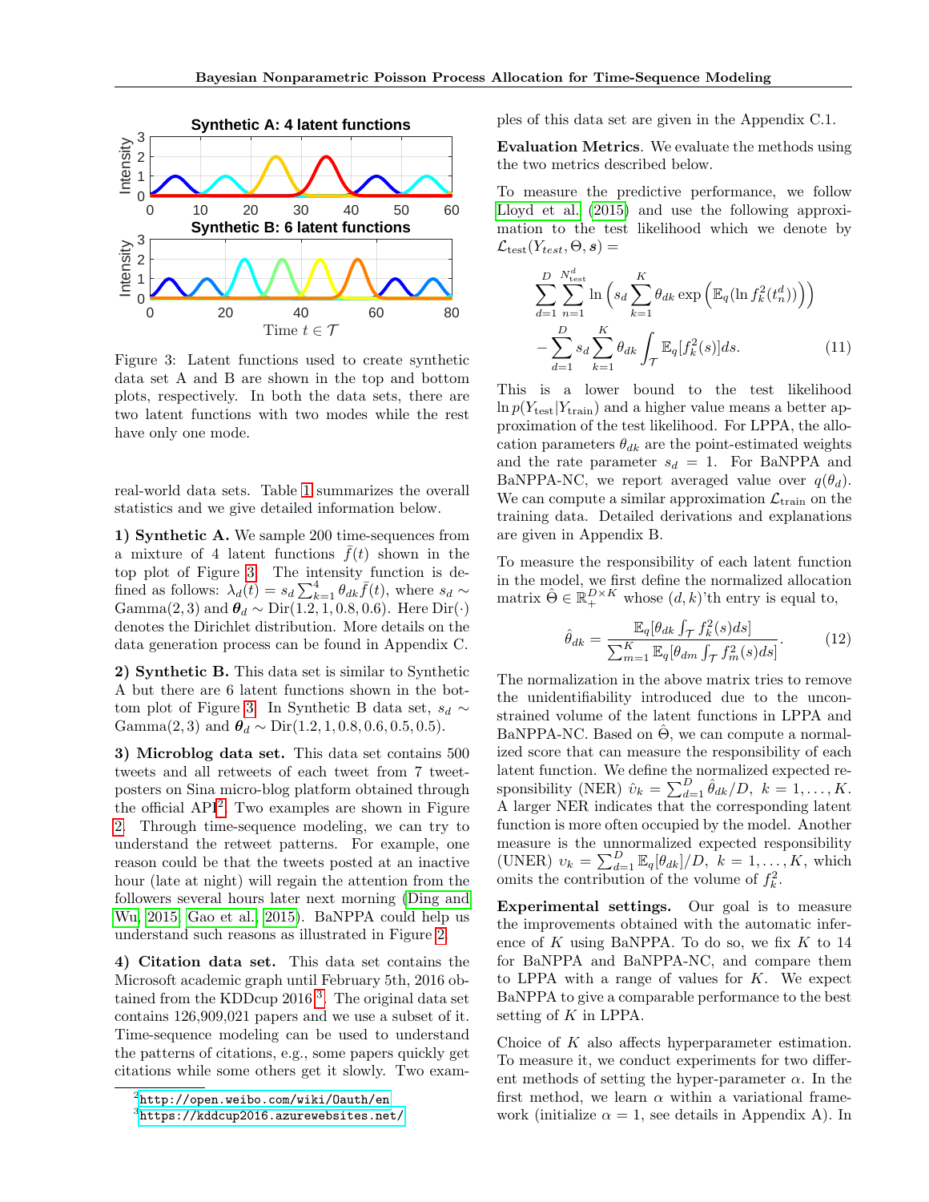Figure 3: Latent functions used to create synthetic data set A and B are shown in the top and bottom plots, respectively. In both the data sets, there are two latent functions with two modes while the rest have only one mode.

real-world data sets. Table 1 summarizes the overall statistics and we give detailed information below.

**1) Synthetic A.** We sample 200 time-sequences from a mixture of 4 latent functions $\bar{f}(t)$ shown in the top plot of Figure 3. The intensity function is defined as follows: $\lambda_d(t) = s_d \sum_{k=1}^{4} \theta_{dk} \bar{f}(t)$, where $s_d \sim \text{Gamma}(2, 3)$ and $\boldsymbol{\theta}_d \sim \text{Dir}(1.2, 1, 0.8, 0.6)$. Here $\text{Dir}(\cdot)$ denotes the Dirichlet distribution. More details on the data generation process can be found in Appendix C.

**2) Synthetic B.** This data set is similar to Synthetic A but there are 6 latent functions shown in the bottom plot of Figure 3. In Synthetic B data set, $s_d \sim \text{Gamma}(2, 3)$ and $\boldsymbol{\theta}_d \sim \text{Dir}(1.2, 1, 0.8, 0.6, 0.5, 0.5)$.

**3) Microblog data set.** This data set contains 500 tweets and all retweets of each tweet from 7 tweet-posters on Sina micro-blog platform obtained through the official API[2]. Two examples are shown in Figure 2. Through time-sequence modeling, we can try to understand the retweet patterns. For example, one reason could be that the tweets posted at an inactive hour (late at night) will regain the attention from the followers several hours later next morning (Ding and Wu, 2015; Gao et al., 2015). BaNPPA could help us understand such reasons as illustrated in Figure 2.

**4) Citation data set.** This data set contains the Microsoft academic graph until February 5th, 2016 obtained from the KDDcup 2016[3]. The original data set contains 126,909,021 papers and we use a subset of it. Time-sequence modeling can be used to understand the patterns of citations, e.g., some papers quickly get citations while some others get it slowly. Two examples of this data set are given in the Appendix C.1.

[2] http://open.weibo.com/wiki/Oauth/en

[3] https://kddcup2016.azurewebsites.net/

**Evaluation Metrics**. We evaluate the methods using the two metrics described below.

To measure the predictive performance, we follow Lloyd et al. (2015) and use the following approximation to the test likelihood which we denote by $\mathcal{L}_{\text{test}}(Y_{test}, \Theta, \boldsymbol{s}) =$

$$\sum_{d=1}^{D} \sum_{n=1}^{N_{\text{test}}^d} \ln \left( s_d \sum_{k=1}^{K} \theta_{dk} \exp \left( \mathbb{E}_q(\ln f_k^2(t_n^d)) \right) \right) - \sum_{d=1}^{D} s_d \sum_{k=1}^{K} \theta_{dk} \int_{\mathcal{T}} \mathbb{E}_q[f_k^2(s)] ds. \tag{11}$$

This is a lower bound to the test likelihood $\ln p(Y_{\text{test}}|Y_{\text{train}})$ and a higher value means a better approximation of the test likelihood. For LPPA, the allocation parameters $\theta_{dk}$ are the point-estimated weights and the rate parameter $s_d = 1$. For BaNPPA and BaNPPA-NC, we report averaged value over $q(\theta_d)$. We can compute a similar approximation $\mathcal{L}_{\text{train}}$ on the training data. Detailed derivations and explanations are given in Appendix B.

To measure the responsibility of each latent function in the model, we first define the normalized allocation matrix $\hat{\Theta} \in \mathbb{R}_+^{D \times K}$ whose $(d, k)$'th entry is equal to,

$$\hat{\theta}_{dk} = \frac{\mathbb{E}_q[\theta_{dk} \int_{\mathcal{T}} f_k^2(s) ds]}{\sum_{m=1}^{K} \mathbb{E}_q[\theta_{dm} \int_{\mathcal{T}} f_m^2(s) ds]}. \tag{12}$$

The normalization in the above matrix tries to remove the unidentifiability introduced due to the unconstrained volume of the latent functions in LPPA and BaNPPA-NC. Based on $\hat{\Theta}$, we can compute a normalized score that can measure the responsibility of each latent function. We define the normalized expected responsibility (NER) $\hat{\upsilon}_k = \sum_{d=1}^{D} \hat{\theta}_{dk}/D, \; k = 1, \ldots, K$. A larger NER indicates that the corresponding latent function is more often occupied by the model. Another measure is the unnormalized expected responsibility (UNER) $\upsilon_k = \sum_{d=1}^{D} \mathbb{E}_q[\theta_{dk}]/D, \; k = 1, \ldots, K$, which omits the contribution of the volume of $f_k^2$.

**Experimental settings.** Our goal is to measure the improvements associated with the automatic inference of $K$ using BaNPPA. To do so, we fix $K$ to 14 for BaNPPA and BaNPPA-NC, and compare them to LPPA with a range of values for $K$. We expect BaNPPA to give a comparable performance to the best setting of $K$ in LPPA.

Choice of $K$ also affects hyperparameter estimation. To measure it, we conduct experiments for two different methods of setting the hyper-parameter $\alpha$. In the first method, we learn $\alpha$ within a variational framework (initialize $\alpha = 1$, see details in Appendix A). In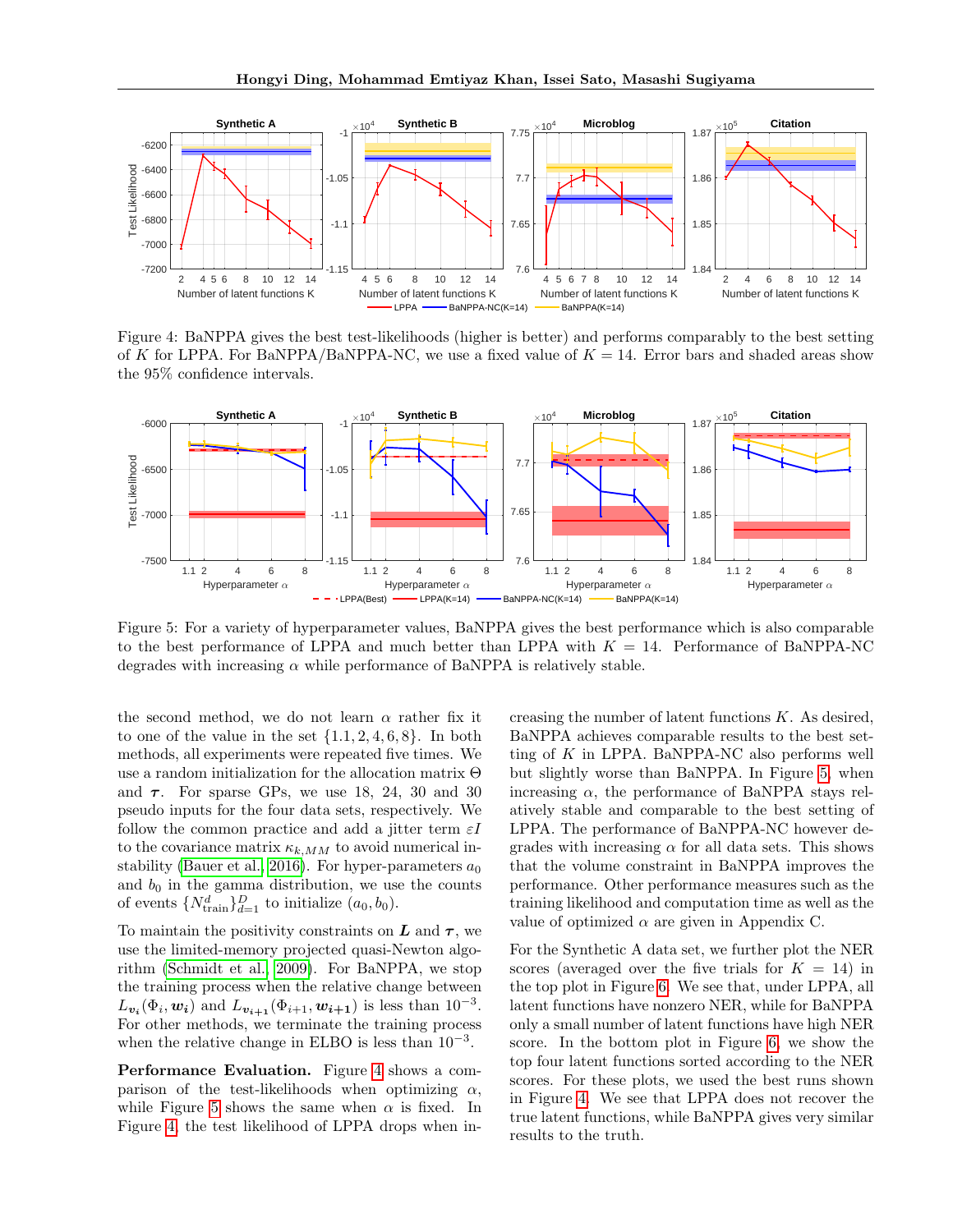Figure 4: BaNPPA gives the best test-likelihoods (higher is better) and performs comparably to the best setting of $K$ for LPPA. For BaNPPA/BaNPPA-NC, we use a fixed value of $K = 14$. Error bars and shaded areas show the 95% confidence intervals.

Figure 5: For a variety of hyperparameter values, BaNPPA gives the best performance which is also comparable to the best performance of LPPA and much better than LPPA with $K = 14$. Performance of BaNPPA-NC degrades with increasing $\alpha$ while performance of BaNPPA is relatively stable.

the second method, we do not learn $\alpha$ rather fix it to one of the value in the set $\{1.1, 2, 4, 6, 8\}$. In both methods, all experiments were repeated five times. We use a random initialization for the allocation matrix $\Theta$ and $\boldsymbol{\tau}$. For sparse GPs, we use 18, 24, 30 and 30 pseudo inputs for the four data sets, respectively. We follow the common practice and add a jitter term $\varepsilon I$ to the covariance matrix $\kappa_{k,MM}$ to avoid numerical instability (Bauer et al., 2016). For hyper-parameters $a_0$ and $b_0$ in the gamma distribution, we use the counts of events $\{N^d_{\text{train}}\}_{d=1}^D$ to initialize $(a_0, b_0)$.

To maintain the positivity constraints on $\boldsymbol{L}$ and $\boldsymbol{\tau}$, we use the limited-memory projected quasi-Newton algorithm (Schmidt et al., 2009). For BaNPPA, we stop the training process when the relative change between $L_{\boldsymbol{v_i}}(\Phi_i, \boldsymbol{w_i})$ and $L_{\boldsymbol{v_{i+1}}}(\Phi_{i+1}, \boldsymbol{w_{i+1}})$ is less than $10^{-3}$. For other methods, we terminate the training process when the relative change in ELBO is less than $10^{-3}$.

**Performance Evaluation.** Figure 4 shows a comparison of the test-likelihoods when optimizing $\alpha$, while Figure 5 shows the same when $\alpha$ is fixed. In Figure 4, the test likelihood of LPPA drops when increasing the number of latent functions $K$. As desired, BaNPPA achieves comparable results to the best setting of $K$ in LPPA. BaNPPA-NC also performs well but slightly worse than BaNPPA. In Figure 5, when increasing $\alpha$, the performance of BaNPPA stays relatively stable and comparable to the best setting of LPPA. The performance of BaNPPA-NC however degrades with increasing $\alpha$ for all data sets. This shows that the volume constraint in BaNPPA improves the performance. Other performance measures such as the training likelihood and computation time as well as the value of optimized $\alpha$ are given in Appendix C.

For the Synthetic A data set, we further plot the NER scores (averaged over the five trials for $K = 14$) in the top plot in Figure 6. We see that, under LPPA, all latent functions have nonzero NER, while for BaNPPA only a small number of latent functions have high NER score. In the bottom plot in Figure 6, we show the top four latent functions sorted according to the NER scores. For these plots, we used the best runs shown in Figure 4. We see that LPPA does not recover the true latent functions, while BaNPPA gives very similar results to the truth.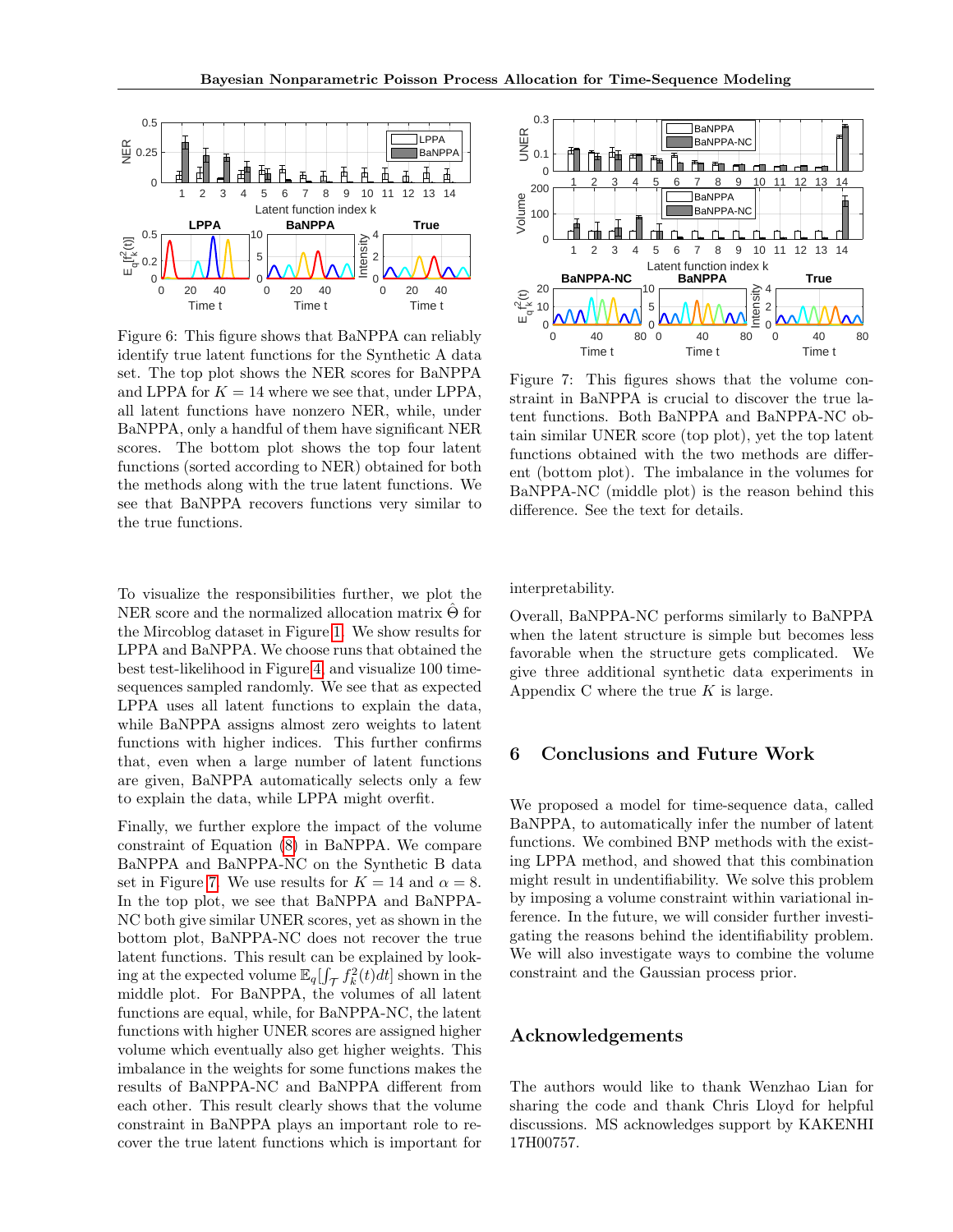Figure 6: This figure shows that BaNPPA can reliably identify true latent functions for the Synthetic A data set. The top plot shows the NER scores for BaNPPA and LPPA for $K = 14$ where we see that, under LPPA, all latent functions have nonzero NER, while, under BaNPPA, only a handful of them have significant NER scores. The bottom plot shows the top four latent functions (sorted according to NER) obtained for both the methods along with the true latent functions. We see that BaNPPA recovers functions very similar to the true functions.

Figure 7: This figures shows that the volume constraint in BaNPPA is crucial to discover the true latent functions. Both BaNPPA and BaNPPA-NC obtain similar UNER score (top plot), yet the top latent functions obtained with the two methods are different (bottom plot). The imbalance in the volumes for BaNPPA-NC (middle plot) is the reason behind this difference. See the text for details.

To visualize the responsibilities further, we plot the NER score and the normalized allocation matrix $\hat{\Theta}$ for the Mircoblog dataset in Figure 1. We show results for LPPA and BaNPPA. We choose runs that obtained the best test-likelihood in Figure 4, and visualize 100 time-sequences sampled randomly. We see that as expected LPPA uses all latent functions to explain the data, while BaNPPA assigns almost zero weights to latent functions with higher indices. This further confirms that, even when a large number of latent functions are given, BaNPPA automatically selects only a few to explain the data, while LPPA might overfit.

Finally, we further explore the impact of the volume constraint of Equation (8) in BaNPPA. We compare BaNPPA and BaNPPA-NC on the Synthetic B data set in Figure 7. We use results for $K = 14$ and $\alpha = 8$. In the top plot, we see that BaNPPA and BaNPPA-NC both give similar UNER scores, yet as shown in the bottom plot, BaNPPA-NC does not recover the true latent functions. This result can be explained by looking at the expected volume $\mathbb{E}_q[\int_\mathcal{T} f_k^2(t)dt]$ shown in the middle plot. For BaNPPA, the volumes of all latent functions are equal, while, for BaNPPA-NC, the latent functions with higher UNER scores are assigned higher volume which eventually also get higher weights. This imbalance in the weights for some functions makes the results of BaNPPA-NC and BaNPPA different from each other. This result clearly shows that the volume constraint in BaNPPA plays an important role to recover the true latent functions which is important for interpretability.

Overall, BaNPPA-NC performs similarly to BaNPPA when the latent structure is simple but becomes less favorable when the structure gets complicated. We give three additional synthetic data experiments in Appendix C where the true $K$ is large.

## 6 Conclusions and Future Work

We proposed a model for time-sequence data, called BaNPPA, to automatically infer the number of latent functions. We combined BNP methods with the existing LPPA method, and showed that this combination might result in unidentifiability. We solve this problem by imposing a volume constraint within variational inference. In the future, we will consider further investigating the reasons behind the identifiability problem. We will also investigate ways to combine the volume constraint and the Gaussian process prior.

## Acknowledgements

The authors would like to thank Wenzhao Lian for sharing the code and thank Chris Lloyd for helpful discussions. MS acknowledges support by KAKENHI 17H00757.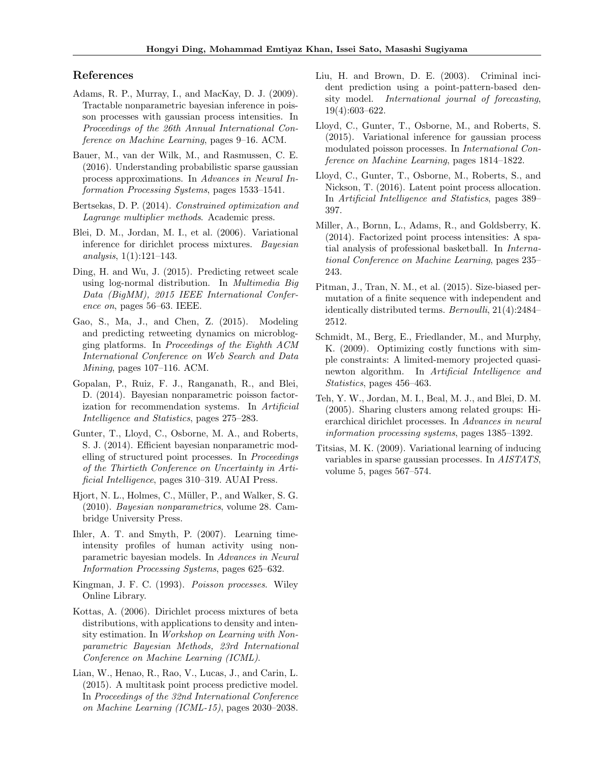## References

Adams, R. P., Murray, I., and MacKay, D. J. (2009). Tractable nonparametric bayesian inference in poisson processes with gaussian process intensities. In *Proceedings of the 26th Annual International Conference on Machine Learning*, pages 9–16. ACM.

Bauer, M., van der Wilk, M., and Rasmussen, C. E. (2016). Understanding probabilistic sparse gaussian process approximations. In *Advances in Neural Information Processing Systems*, pages 1533–1541.

Bertsekas, D. P. (2014). *Constrained optimization and Lagrange multiplier methods*. Academic press.

Blei, D. M., Jordan, M. I., et al. (2006). Variational inference for dirichlet process mixtures. *Bayesian analysis*, 1(1):121–143.

Ding, H. and Wu, J. (2015). Predicting retweet scale using log-normal distribution. In *Multimedia Big Data (BigMM), 2015 IEEE International Conference on*, pages 56–63. IEEE.

Gao, S., Ma, J., and Chen, Z. (2015). Modeling and predicting retweeting dynamics on microblogging platforms. In *Proceedings of the Eighth ACM International Conference on Web Search and Data Mining*, pages 107–116. ACM.

Gopalan, P., Ruiz, F. J., Ranganath, R., and Blei, D. (2014). Bayesian nonparametric poisson factorization for recommendation systems. In *Artificial Intelligence and Statistics*, pages 275–283.

Gunter, T., Lloyd, C., Osborne, M. A., and Roberts, S. J. (2014). Efficient bayesian nonparametric modelling of structured point processes. In *Proceedings of the Thirtieth Conference on Uncertainty in Artificial Intelligence*, pages 310–319. AUAI Press.

Hjort, N. L., Holmes, C., Müller, P., and Walker, S. G. (2010). *Bayesian nonparametrics*, volume 28. Cambridge University Press.

Ihler, A. T. and Smyth, P. (2007). Learning time-intensity profiles of human activity using nonparametric bayesian models. In *Advances in Neural Information Processing Systems*, pages 625–632.

Kingman, J. F. C. (1993). *Poisson processes*. Wiley Online Library.

Kottas, A. (2006). Dirichlet process mixtures of beta distributions, with applications to density and intensity estimation. In *Workshop on Learning with Nonparametric Bayesian Methods, 23rd International Conference on Machine Learning (ICML)*.

Lian, W., Henao, R., Rao, V., Lucas, J., and Carin, L. (2015). A multitask point process predictive model. In *Proceedings of the 32nd International Conference on Machine Learning (ICML-15)*, pages 2030–2038.

Liu, H. and Brown, D. E. (2003). Criminal incident prediction using a point-pattern-based density model. *International journal of forecasting*, 19(4):603–622.

Lloyd, C., Gunter, T., Osborne, M., and Roberts, S. (2015). Variational inference for gaussian process modulated poisson processes. In *International Conference on Machine Learning*, pages 1814–1822.

Lloyd, C., Gunter, T., Osborne, M., Roberts, S., and Nickson, T. (2016). Latent point process allocation. In *Artificial Intelligence and Statistics*, pages 389–397.

Miller, A., Bornn, L., Adams, R., and Goldsberry, K. (2014). Factorized point process intensities: A spatial analysis of professional basketball. In *International Conference on Machine Learning*, pages 235–243.

Pitman, J., Tran, N. M., et al. (2015). Size-biased permutation of a finite sequence with independent and identically distributed terms. *Bernoulli*, 21(4):2484–2512.

Schmidt, M., Berg, E., Friedlander, M., and Murphy, K. (2009). Optimizing costly functions with simple constraints: A limited-memory projected quasi-newton algorithm. In *Artificial Intelligence and Statistics*, pages 456–463.

Teh, Y. W., Jordan, M. I., Beal, M. J., and Blei, D. M. (2005). Sharing clusters among related groups: Hierarchical dirichlet processes. In *Advances in neural information processing systems*, pages 1385–1392.

Titsias, M. K. (2009). Variational learning of inducing variables in sparse gaussian processes. In *AISTATS*, volume 5, pages 567–574.